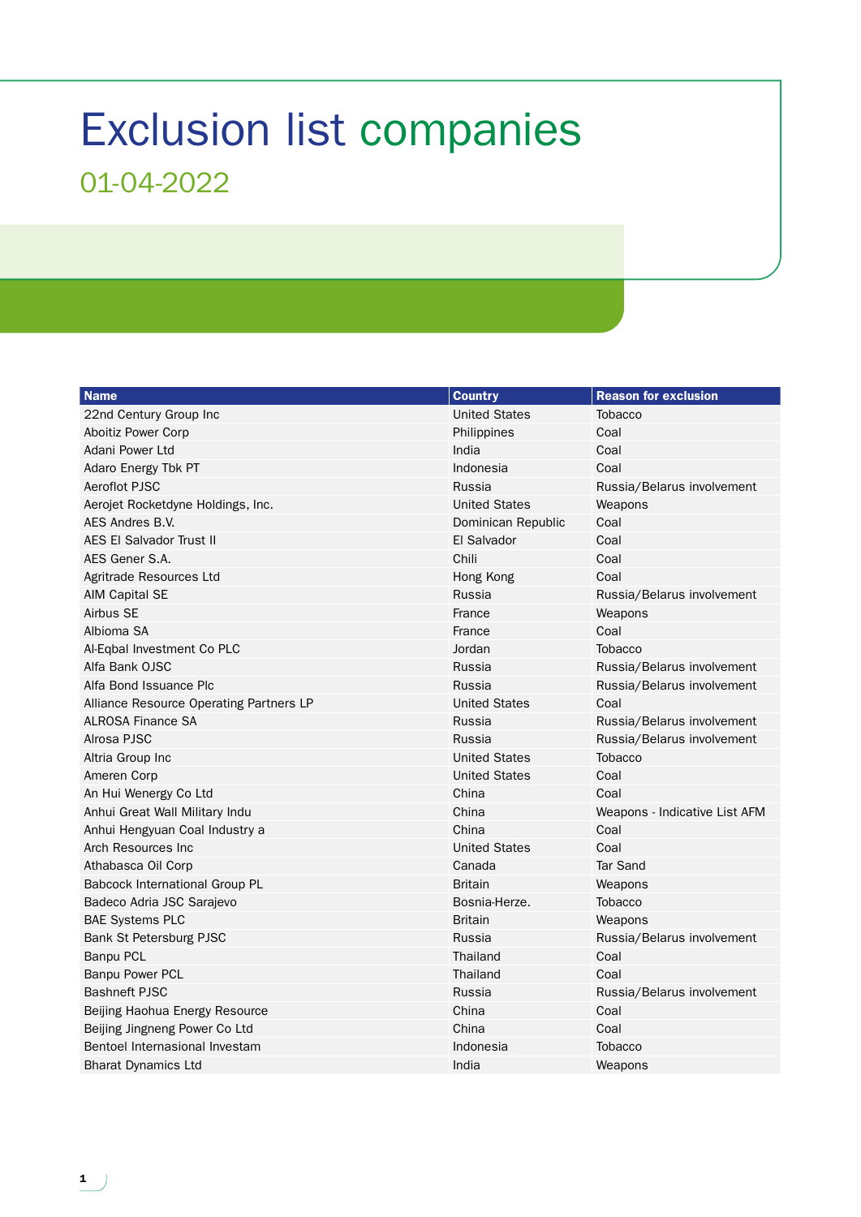# Exclusion list companies

## 01-04-2022

| Name | Country | Reason for exclusion |
|---|---|---|
| 22nd Century Group Inc | United States | Tobacco |
| Aboitiz Power Corp | Philippines | Coal |
| Adani Power Ltd | India | Coal |
| Adaro Energy Tbk PT | Indonesia | Coal |
| Aeroflot PJSC | Russia | Russia/Belarus involvement |
| Aerojet Rocketdyne Holdings, Inc. | United States | Weapons |
| AES Andres B.V. | Dominican Republic | Coal |
| AES El Salvador Trust II | El Salvador | Coal |
| AES Gener S.A. | Chili | Coal |
| Agritrade Resources Ltd | Hong Kong | Coal |
| AIM Capital SE | Russia | Russia/Belarus involvement |
| Airbus SE | France | Weapons |
| Albioma SA | France | Coal |
| Al-Eqbal Investment Co PLC | Jordan | Tobacco |
| Alfa Bank OJSC | Russia | Russia/Belarus involvement |
| Alfa Bond Issuance Plc | Russia | Russia/Belarus involvement |
| Alliance Resource Operating Partners LP | United States | Coal |
| ALROSA Finance SA | Russia | Russia/Belarus involvement |
| Alrosa PJSC | Russia | Russia/Belarus involvement |
| Altria Group Inc | United States | Tobacco |
| Ameren Corp | United States | Coal |
| An Hui Wenergy Co Ltd | China | Coal |
| Anhui Great Wall Military Indu | China | Weapons - Indicative List AFM |
| Anhui Hengyuan Coal Industry a | China | Coal |
| Arch Resources Inc | United States | Coal |
| Athabasca Oil Corp | Canada | Tar Sand |
| Babcock International Group PL | Britain | Weapons |
| Badeco Adria JSC Sarajevo | Bosnia-Herze. | Tobacco |
| BAE Systems PLC | Britain | Weapons |
| Bank St Petersburg PJSC | Russia | Russia/Belarus involvement |
| Banpu PCL | Thailand | Coal |
| Banpu Power PCL | Thailand | Coal |
| Bashneft PJSC | Russia | Russia/Belarus involvement |
| Beijing Haohua Energy Resource | China | Coal |
| Beijing Jingneng Power Co Ltd | China | Coal |
| Bentoel Internasional Investam | Indonesia | Tobacco |
| Bharat Dynamics Ltd | India | Weapons |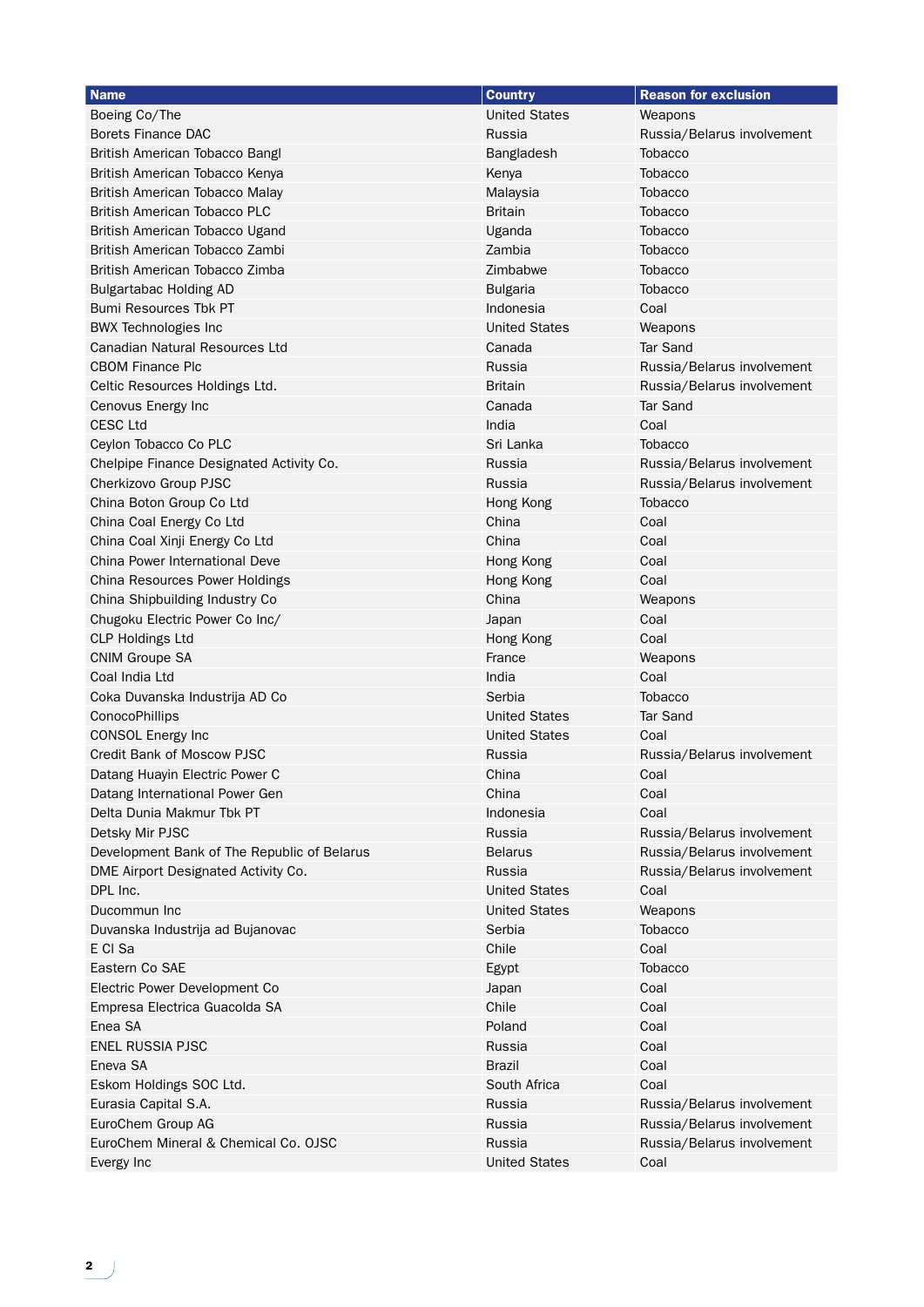| Name | Country | Reason for exclusion |
|---|---|---|
| Boeing Co/The | United States | Weapons |
| Borets Finance DAC | Russia | Russia/Belarus involvement |
| British American Tobacco Bangl | Bangladesh | Tobacco |
| British American Tobacco Kenya | Kenya | Tobacco |
| British American Tobacco Malay | Malaysia | Tobacco |
| British American Tobacco PLC | Britain | Tobacco |
| British American Tobacco Ugand | Uganda | Tobacco |
| British American Tobacco Zambi | Zambia | Tobacco |
| British American Tobacco Zimba | Zimbabwe | Tobacco |
| Bulgartabac Holding AD | Bulgaria | Tobacco |
| Bumi Resources Tbk PT | Indonesia | Coal |
| BWX Technologies Inc | United States | Weapons |
| Canadian Natural Resources Ltd | Canada | Tar Sand |
| CBOM Finance Plc | Russia | Russia/Belarus involvement |
| Celtic Resources Holdings Ltd. | Britain | Russia/Belarus involvement |
| Cenovus Energy Inc | Canada | Tar Sand |
| CESC Ltd | India | Coal |
| Ceylon Tobacco Co PLC | Sri Lanka | Tobacco |
| Chelpipe Finance Designated Activity Co. | Russia | Russia/Belarus involvement |
| Cherkizovo Group PJSC | Russia | Russia/Belarus involvement |
| China Boton Group Co Ltd | Hong Kong | Tobacco |
| China Coal Energy Co Ltd | China | Coal |
| China Coal Xinji Energy Co Ltd | China | Coal |
| China Power International Deve | Hong Kong | Coal |
| China Resources Power Holdings | Hong Kong | Coal |
| China Shipbuilding Industry Co | China | Weapons |
| Chugoku Electric Power Co Inc/ | Japan | Coal |
| CLP Holdings Ltd | Hong Kong | Coal |
| CNIM Groupe SA | France | Weapons |
| Coal India Ltd | India | Coal |
| Coka Duvanska Industrija AD Co | Serbia | Tobacco |
| ConocoPhillips | United States | Tar Sand |
| CONSOL Energy Inc | United States | Coal |
| Credit Bank of Moscow PJSC | Russia | Russia/Belarus involvement |
| Datang Huayin Electric Power C | China | Coal |
| Datang International Power Gen | China | Coal |
| Delta Dunia Makmur Tbk PT | Indonesia | Coal |
| Detsky Mir PJSC | Russia | Russia/Belarus involvement |
| Development Bank of The Republic of Belarus | Belarus | Russia/Belarus involvement |
| DME Airport Designated Activity Co. | Russia | Russia/Belarus involvement |
| DPL Inc. | United States | Coal |
| Ducommun Inc | United States | Weapons |
| Duvanska Industrija ad Bujanovac | Serbia | Tobacco |
| E Cl Sa | Chile | Coal |
| Eastern Co SAE | Egypt | Tobacco |
| Electric Power Development Co | Japan | Coal |
| Empresa Electrica Guacolda SA | Chile | Coal |
| Enea SA | Poland | Coal |
| ENEL RUSSIA PJSC | Russia | Coal |
| Eneva SA | Brazil | Coal |
| Eskom Holdings SOC Ltd. | South Africa | Coal |
| Eurasia Capital S.A. | Russia | Russia/Belarus involvement |
| EuroChem Group AG | Russia | Russia/Belarus involvement |
| EuroChem Mineral & Chemical Co. OJSC | Russia | Russia/Belarus involvement |
| Evergy Inc | United States | Coal |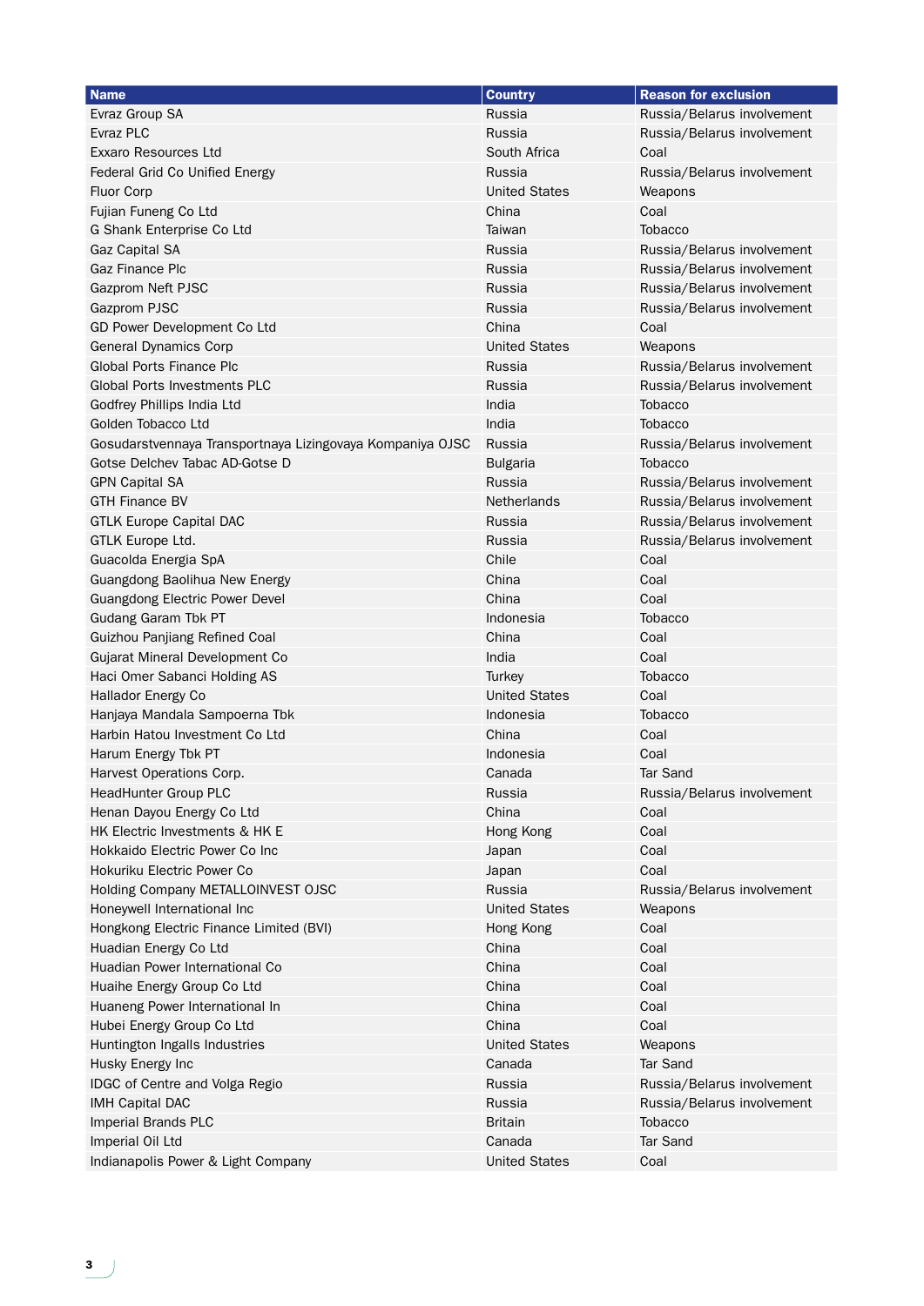| Name | Country | Reason for exclusion |
|---|---|---|
| Evraz Group SA | Russia | Russia/Belarus involvement |
| Evraz PLC | Russia | Russia/Belarus involvement |
| Exxaro Resources Ltd | South Africa | Coal |
| Federal Grid Co Unified Energy | Russia | Russia/Belarus involvement |
| Fluor Corp | United States | Weapons |
| Fujian Funeng Co Ltd | China | Coal |
| G Shank Enterprise Co Ltd | Taiwan | Tobacco |
| Gaz Capital SA | Russia | Russia/Belarus involvement |
| Gaz Finance Plc | Russia | Russia/Belarus involvement |
| Gazprom Neft PJSC | Russia | Russia/Belarus involvement |
| Gazprom PJSC | Russia | Russia/Belarus involvement |
| GD Power Development Co Ltd | China | Coal |
| General Dynamics Corp | United States | Weapons |
| Global Ports Finance Plc | Russia | Russia/Belarus involvement |
| Global Ports Investments PLC | Russia | Russia/Belarus involvement |
| Godfrey Phillips India Ltd | India | Tobacco |
| Golden Tobacco Ltd | India | Tobacco |
| Gosudarstvennaya Transportnaya Lizingovaya Kompaniya OJSC | Russia | Russia/Belarus involvement |
| Gotse Delchev Tabac AD-Gotse D | Bulgaria | Tobacco |
| GPN Capital SA | Russia | Russia/Belarus involvement |
| GTH Finance BV | Netherlands | Russia/Belarus involvement |
| GTLK Europe Capital DAC | Russia | Russia/Belarus involvement |
| GTLK Europe Ltd. | Russia | Russia/Belarus involvement |
| Guacolda Energia SpA | Chile | Coal |
| Guangdong Baolihua New Energy | China | Coal |
| Guangdong Electric Power Devel | China | Coal |
| Gudang Garam Tbk PT | Indonesia | Tobacco |
| Guizhou Panjiang Refined Coal | China | Coal |
| Gujarat Mineral Development Co | India | Coal |
| Haci Omer Sabanci Holding AS | Turkey | Tobacco |
| Hallador Energy Co | United States | Coal |
| Hanjaya Mandala Sampoerna Tbk | Indonesia | Tobacco |
| Harbin Hatou Investment Co Ltd | China | Coal |
| Harum Energy Tbk PT | Indonesia | Coal |
| Harvest Operations Corp. | Canada | Tar Sand |
| HeadHunter Group PLC | Russia | Russia/Belarus involvement |
| Henan Dayou Energy Co Ltd | China | Coal |
| HK Electric Investments & HK E | Hong Kong | Coal |
| Hokkaido Electric Power Co Inc | Japan | Coal |
| Hokuriku Electric Power Co | Japan | Coal |
| Holding Company METALLOINVEST OJSC | Russia | Russia/Belarus involvement |
| Honeywell International Inc | United States | Weapons |
| Hongkong Electric Finance Limited (BVI) | Hong Kong | Coal |
| Huadian Energy Co Ltd | China | Coal |
| Huadian Power International Co | China | Coal |
| Huaihe Energy Group Co Ltd | China | Coal |
| Huaneng Power International In | China | Coal |
| Hubei Energy Group Co Ltd | China | Coal |
| Huntington Ingalls Industries | United States | Weapons |
| Husky Energy Inc | Canada | Tar Sand |
| IDGC of Centre and Volga Regio | Russia | Russia/Belarus involvement |
| IMH Capital DAC | Russia | Russia/Belarus involvement |
| Imperial Brands PLC | Britain | Tobacco |
| Imperial Oil Ltd | Canada | Tar Sand |
| Indianapolis Power & Light Company | United States | Coal |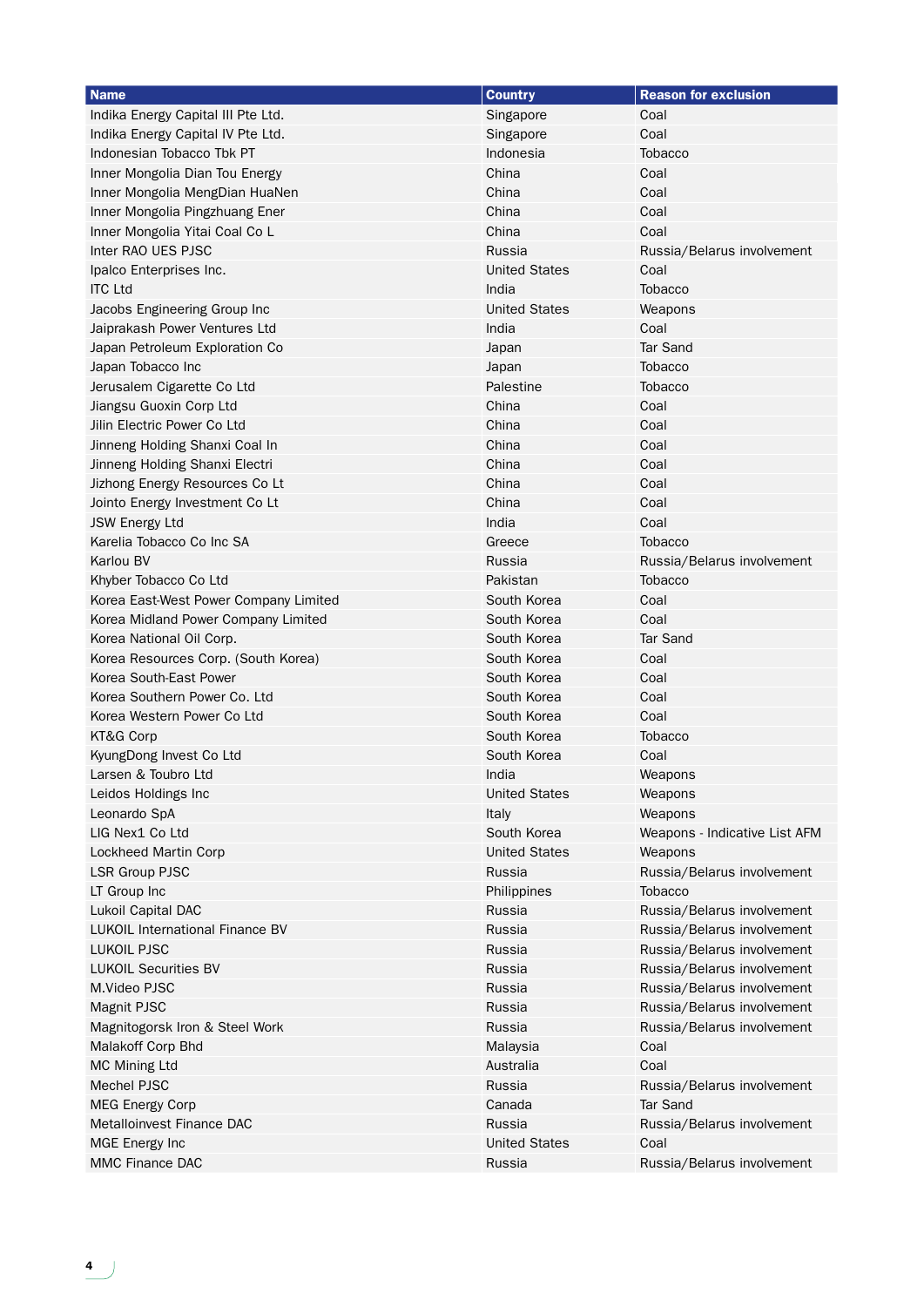| Name | Country | Reason for exclusion |
| --- | --- | --- |
| Indika Energy Capital III Pte Ltd. | Singapore | Coal |
| Indika Energy Capital IV Pte Ltd. | Singapore | Coal |
| Indonesian Tobacco Tbk PT | Indonesia | Tobacco |
| Inner Mongolia Dian Tou Energy | China | Coal |
| Inner Mongolia MengDian HuaNen | China | Coal |
| Inner Mongolia Pingzhuang Ener | China | Coal |
| Inner Mongolia Yitai Coal Co L | China | Coal |
| Inter RAO UES PJSC | Russia | Russia/Belarus involvement |
| Ipalco Enterprises Inc. | United States | Coal |
| ITC Ltd | India | Tobacco |
| Jacobs Engineering Group Inc | United States | Weapons |
| Jaiprakash Power Ventures Ltd | India | Coal |
| Japan Petroleum Exploration Co | Japan | Tar Sand |
| Japan Tobacco Inc | Japan | Tobacco |
| Jerusalem Cigarette Co Ltd | Palestine | Tobacco |
| Jiangsu Guoxin Corp Ltd | China | Coal |
| Jilin Electric Power Co Ltd | China | Coal |
| Jinneng Holding Shanxi Coal In | China | Coal |
| Jinneng Holding Shanxi Electri | China | Coal |
| Jizhong Energy Resources Co Lt | China | Coal |
| Jointo Energy Investment Co Lt | China | Coal |
| JSW Energy Ltd | India | Coal |
| Karelia Tobacco Co Inc SA | Greece | Tobacco |
| Karlou BV | Russia | Russia/Belarus involvement |
| Khyber Tobacco Co Ltd | Pakistan | Tobacco |
| Korea East-West Power Company Limited | South Korea | Coal |
| Korea Midland Power Company Limited | South Korea | Coal |
| Korea National Oil Corp. | South Korea | Tar Sand |
| Korea Resources Corp. (South Korea) | South Korea | Coal |
| Korea South-East Power | South Korea | Coal |
| Korea Southern Power Co. Ltd | South Korea | Coal |
| Korea Western Power Co Ltd | South Korea | Coal |
| KT&G Corp | South Korea | Tobacco |
| KyungDong Invest Co Ltd | South Korea | Coal |
| Larsen & Toubro Ltd | India | Weapons |
| Leidos Holdings Inc | United States | Weapons |
| Leonardo SpA | Italy | Weapons |
| LIG Nex1 Co Ltd | South Korea | Weapons - Indicative List AFM |
| Lockheed Martin Corp | United States | Weapons |
| LSR Group PJSC | Russia | Russia/Belarus involvement |
| LT Group Inc | Philippines | Tobacco |
| Lukoil Capital DAC | Russia | Russia/Belarus involvement |
| LUKOIL International Finance BV | Russia | Russia/Belarus involvement |
| LUKOIL PJSC | Russia | Russia/Belarus involvement |
| LUKOIL Securities BV | Russia | Russia/Belarus involvement |
| M.Video PJSC | Russia | Russia/Belarus involvement |
| Magnit PJSC | Russia | Russia/Belarus involvement |
| Magnitogorsk Iron & Steel Work | Russia | Russia/Belarus involvement |
| Malakoff Corp Bhd | Malaysia | Coal |
| MC Mining Ltd | Australia | Coal |
| Mechel PJSC | Russia | Russia/Belarus involvement |
| MEG Energy Corp | Canada | Tar Sand |
| Metalloinvest Finance DAC | Russia | Russia/Belarus involvement |
| MGE Energy Inc | United States | Coal |
| MMC Finance DAC | Russia | Russia/Belarus involvement |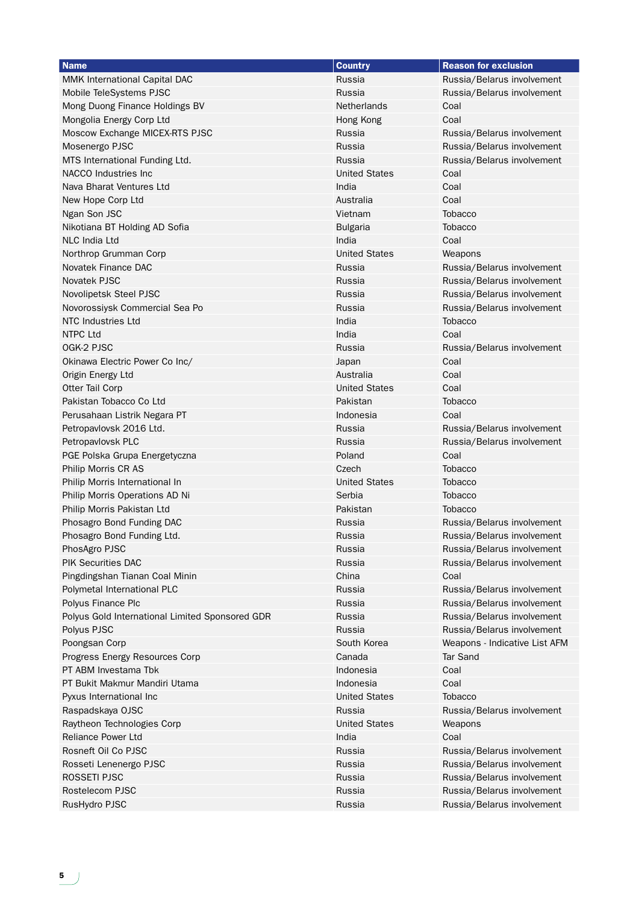| Name | Country | Reason for exclusion |
|---|---|---|
| MMK International Capital DAC | Russia | Russia/Belarus involvement |
| Mobile TeleSystems PJSC | Russia | Russia/Belarus involvement |
| Mong Duong Finance Holdings BV | Netherlands | Coal |
| Mongolia Energy Corp Ltd | Hong Kong | Coal |
| Moscow Exchange MICEX-RTS PJSC | Russia | Russia/Belarus involvement |
| Mosenergo PJSC | Russia | Russia/Belarus involvement |
| MTS International Funding Ltd. | Russia | Russia/Belarus involvement |
| NACCO Industries Inc | United States | Coal |
| Nava Bharat Ventures Ltd | India | Coal |
| New Hope Corp Ltd | Australia | Coal |
| Ngan Son JSC | Vietnam | Tobacco |
| Nikotiana BT Holding AD Sofia | Bulgaria | Tobacco |
| NLC India Ltd | India | Coal |
| Northrop Grumman Corp | United States | Weapons |
| Novatek Finance DAC | Russia | Russia/Belarus involvement |
| Novatek PJSC | Russia | Russia/Belarus involvement |
| Novolipetsk Steel PJSC | Russia | Russia/Belarus involvement |
| Novorossiysk Commercial Sea Po | Russia | Russia/Belarus involvement |
| NTC Industries Ltd | India | Tobacco |
| NTPC Ltd | India | Coal |
| OGK-2 PJSC | Russia | Russia/Belarus involvement |
| Okinawa Electric Power Co Inc/ | Japan | Coal |
| Origin Energy Ltd | Australia | Coal |
| Otter Tail Corp | United States | Coal |
| Pakistan Tobacco Co Ltd | Pakistan | Tobacco |
| Perusahaan Listrik Negara PT | Indonesia | Coal |
| Petropavlovsk 2016 Ltd. | Russia | Russia/Belarus involvement |
| Petropavlovsk PLC | Russia | Russia/Belarus involvement |
| PGE Polska Grupa Energetyczna | Poland | Coal |
| Philip Morris CR AS | Czech | Tobacco |
| Philip Morris International In | United States | Tobacco |
| Philip Morris Operations AD Ni | Serbia | Tobacco |
| Philip Morris Pakistan Ltd | Pakistan | Tobacco |
| Phosagro Bond Funding DAC | Russia | Russia/Belarus involvement |
| Phosagro Bond Funding Ltd. | Russia | Russia/Belarus involvement |
| PhosAgro PJSC | Russia | Russia/Belarus involvement |
| PIK Securities DAC | Russia | Russia/Belarus involvement |
| Pingdingshan Tianan Coal Minin | China | Coal |
| Polymetal International PLC | Russia | Russia/Belarus involvement |
| Polyus Finance Plc | Russia | Russia/Belarus involvement |
| Polyus Gold International Limited Sponsored GDR | Russia | Russia/Belarus involvement |
| Polyus PJSC | Russia | Russia/Belarus involvement |
| Poongsan Corp | South Korea | Weapons - Indicative List AFM |
| Progress Energy Resources Corp | Canada | Tar Sand |
| PT ABM Investama Tbk | Indonesia | Coal |
| PT Bukit Makmur Mandiri Utama | Indonesia | Coal |
| Pyxus International Inc | United States | Tobacco |
| Raspadskaya OJSC | Russia | Russia/Belarus involvement |
| Raytheon Technologies Corp | United States | Weapons |
| Reliance Power Ltd | India | Coal |
| Rosneft Oil Co PJSC | Russia | Russia/Belarus involvement |
| Rosseti Lenenergo PJSC | Russia | Russia/Belarus involvement |
| ROSSETI PJSC | Russia | Russia/Belarus involvement |
| Rostelecom PJSC | Russia | Russia/Belarus involvement |
| RusHydro PJSC | Russia | Russia/Belarus involvement |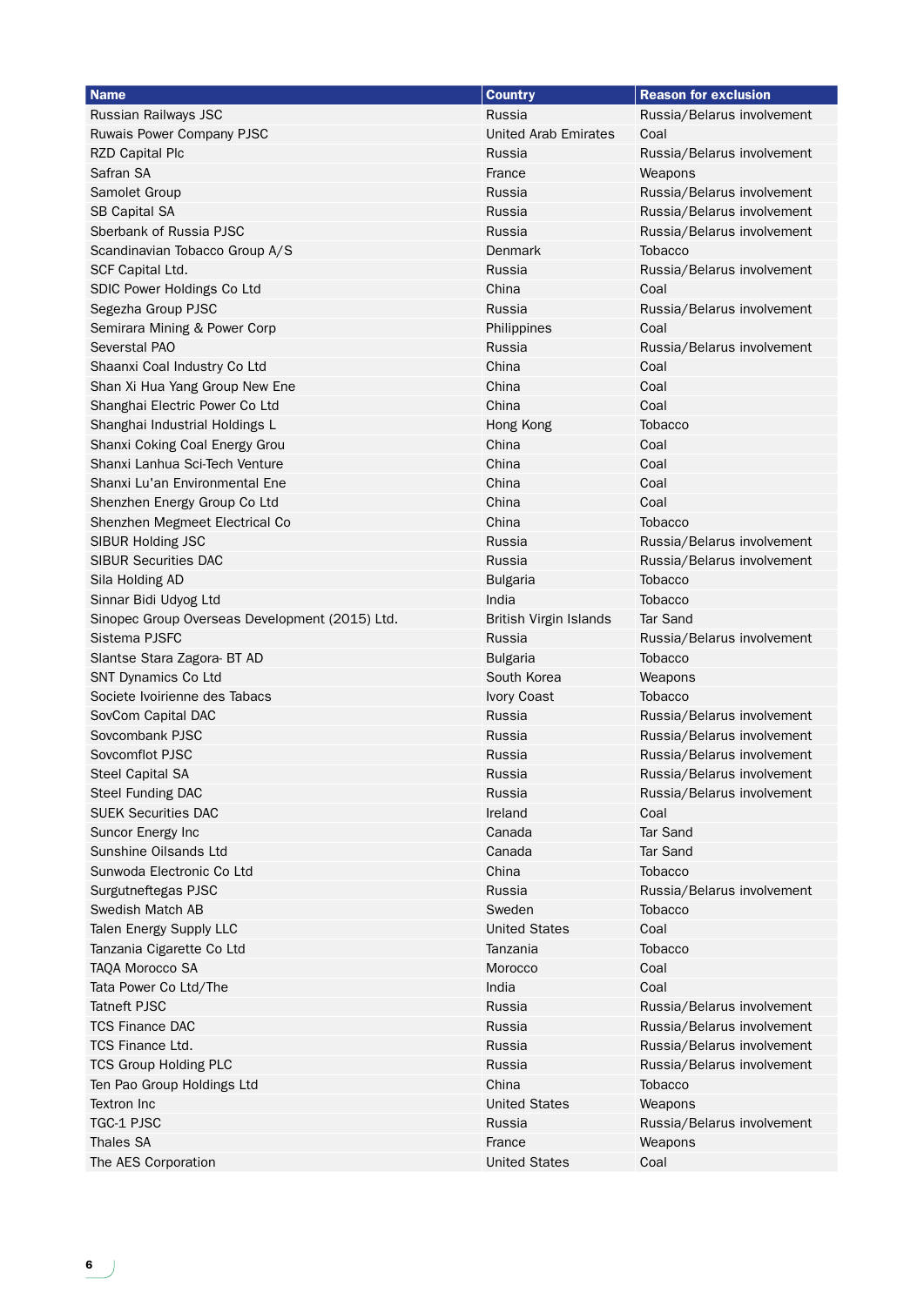| Name | Country | Reason for exclusion |
| --- | --- | --- |
| Russian Railways JSC | Russia | Russia/Belarus involvement |
| Ruwais Power Company PJSC | United Arab Emirates | Coal |
| RZD Capital Plc | Russia | Russia/Belarus involvement |
| Safran SA | France | Weapons |
| Samolet Group | Russia | Russia/Belarus involvement |
| SB Capital SA | Russia | Russia/Belarus involvement |
| Sberbank of Russia PJSC | Russia | Russia/Belarus involvement |
| Scandinavian Tobacco Group A/S | Denmark | Tobacco |
| SCF Capital Ltd. | Russia | Russia/Belarus involvement |
| SDIC Power Holdings Co Ltd | China | Coal |
| Segezha Group PJSC | Russia | Russia/Belarus involvement |
| Semirara Mining & Power Corp | Philippines | Coal |
| Severstal PAO | Russia | Russia/Belarus involvement |
| Shaanxi Coal Industry Co Ltd | China | Coal |
| Shan Xi Hua Yang Group New Ene | China | Coal |
| Shanghai Electric Power Co Ltd | China | Coal |
| Shanghai Industrial Holdings L | Hong Kong | Tobacco |
| Shanxi Coking Coal Energy Grou | China | Coal |
| Shanxi Lanhua Sci-Tech Venture | China | Coal |
| Shanxi Lu'an Environmental Ene | China | Coal |
| Shenzhen Energy Group Co Ltd | China | Coal |
| Shenzhen Megmeet Electrical Co | China | Tobacco |
| SIBUR Holding JSC | Russia | Russia/Belarus involvement |
| SIBUR Securities DAC | Russia | Russia/Belarus involvement |
| Sila Holding AD | Bulgaria | Tobacco |
| Sinnar Bidi Udyog Ltd | India | Tobacco |
| Sinopec Group Overseas Development (2015) Ltd. | British Virgin Islands | Tar Sand |
| Sistema PJSFC | Russia | Russia/Belarus involvement |
| Slantse Stara Zagora- BT AD | Bulgaria | Tobacco |
| SNT Dynamics Co Ltd | South Korea | Weapons |
| Societe Ivoirienne des Tabacs | Ivory Coast | Tobacco |
| SovCom Capital DAC | Russia | Russia/Belarus involvement |
| Sovcombank PJSC | Russia | Russia/Belarus involvement |
| Sovcomflot PJSC | Russia | Russia/Belarus involvement |
| Steel Capital SA | Russia | Russia/Belarus involvement |
| Steel Funding DAC | Russia | Russia/Belarus involvement |
| SUEK Securities DAC | Ireland | Coal |
| Suncor Energy Inc | Canada | Tar Sand |
| Sunshine Oilsands Ltd | Canada | Tar Sand |
| Sunwoda Electronic Co Ltd | China | Tobacco |
| Surgutneftegas PJSC | Russia | Russia/Belarus involvement |
| Swedish Match AB | Sweden | Tobacco |
| Talen Energy Supply LLC | United States | Coal |
| Tanzania Cigarette Co Ltd | Tanzania | Tobacco |
| TAQA Morocco SA | Morocco | Coal |
| Tata Power Co Ltd/The | India | Coal |
| Tatneft PJSC | Russia | Russia/Belarus involvement |
| TCS Finance DAC | Russia | Russia/Belarus involvement |
| TCS Finance Ltd. | Russia | Russia/Belarus involvement |
| TCS Group Holding PLC | Russia | Russia/Belarus involvement |
| Ten Pao Group Holdings Ltd | China | Tobacco |
| Textron Inc | United States | Weapons |
| TGC-1 PJSC | Russia | Russia/Belarus involvement |
| Thales SA | France | Weapons |
| The AES Corporation | United States | Coal |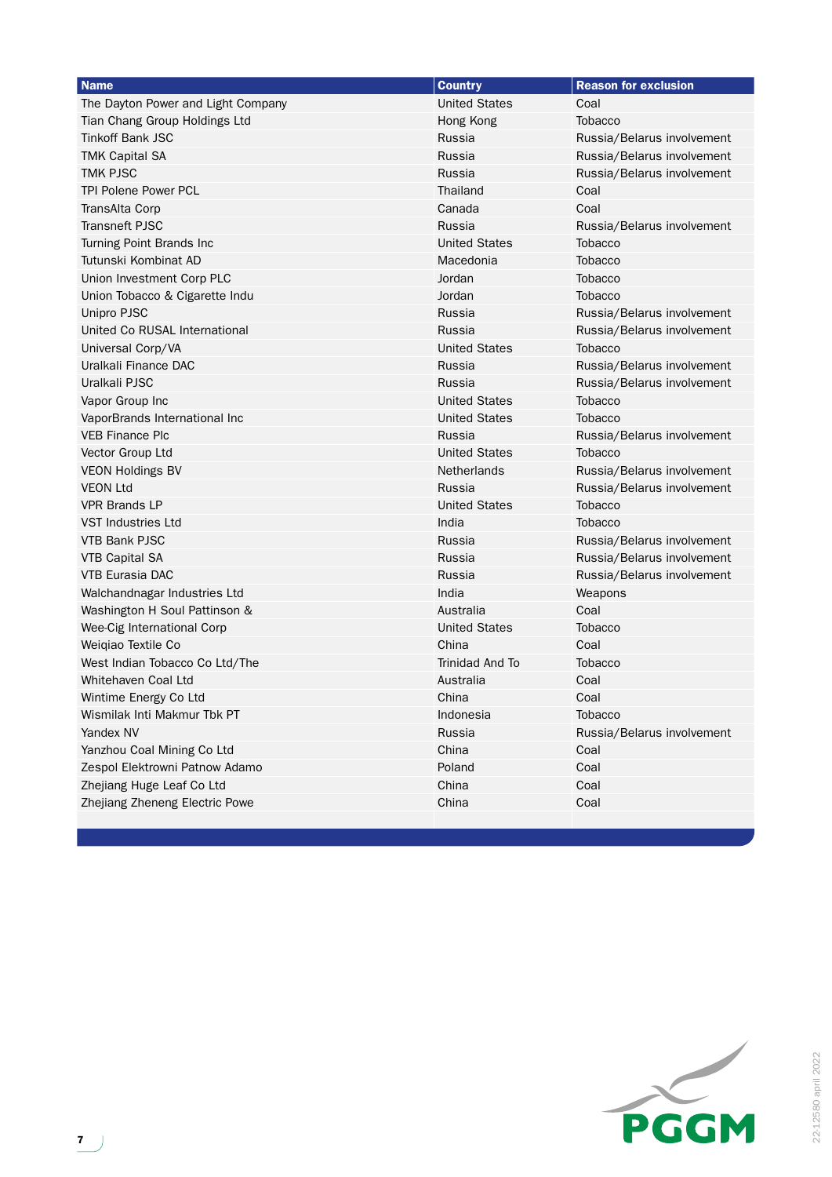| Name | Country | Reason for exclusion |
|---|---|---|
| The Dayton Power and Light Company | United States | Coal |
| Tian Chang Group Holdings Ltd | Hong Kong | Tobacco |
| Tinkoff Bank JSC | Russia | Russia/Belarus involvement |
| TMK Capital SA | Russia | Russia/Belarus involvement |
| TMK PJSC | Russia | Russia/Belarus involvement |
| TPI Polene Power PCL | Thailand | Coal |
| TransAlta Corp | Canada | Coal |
| Transneft PJSC | Russia | Russia/Belarus involvement |
| Turning Point Brands Inc | United States | Tobacco |
| Tutunski Kombinat AD | Macedonia | Tobacco |
| Union Investment Corp PLC | Jordan | Tobacco |
| Union Tobacco & Cigarette Indu | Jordan | Tobacco |
| Unipro PJSC | Russia | Russia/Belarus involvement |
| United Co RUSAL International | Russia | Russia/Belarus involvement |
| Universal Corp/VA | United States | Tobacco |
| Uralkali Finance DAC | Russia | Russia/Belarus involvement |
| Uralkali PJSC | Russia | Russia/Belarus involvement |
| Vapor Group Inc | United States | Tobacco |
| VaporBrands International Inc | United States | Tobacco |
| VEB Finance Plc | Russia | Russia/Belarus involvement |
| Vector Group Ltd | United States | Tobacco |
| VEON Holdings BV | Netherlands | Russia/Belarus involvement |
| VEON Ltd | Russia | Russia/Belarus involvement |
| VPR Brands LP | United States | Tobacco |
| VST Industries Ltd | India | Tobacco |
| VTB Bank PJSC | Russia | Russia/Belarus involvement |
| VTB Capital SA | Russia | Russia/Belarus involvement |
| VTB Eurasia DAC | Russia | Russia/Belarus involvement |
| Walchandnagar Industries Ltd | India | Weapons |
| Washington H Soul Pattinson & | Australia | Coal |
| Wee-Cig International Corp | United States | Tobacco |
| Weiqiao Textile Co | China | Coal |
| West Indian Tobacco Co Ltd/The | Trinidad And To | Tobacco |
| Whitehaven Coal Ltd | Australia | Coal |
| Wintime Energy Co Ltd | China | Coal |
| Wismilak Inti Makmur Tbk PT | Indonesia | Tobacco |
| Yandex NV | Russia | Russia/Belarus involvement |
| Yanzhou Coal Mining Co Ltd | China | Coal |
| Zespol Elektrowni Patnow Adamo | Poland | Coal |
| Zhejiang Huge Leaf Co Ltd | China | Coal |
| Zhejiang Zheneng Electric Powe | China | Coal |

PGGM

22-12580 april 2022